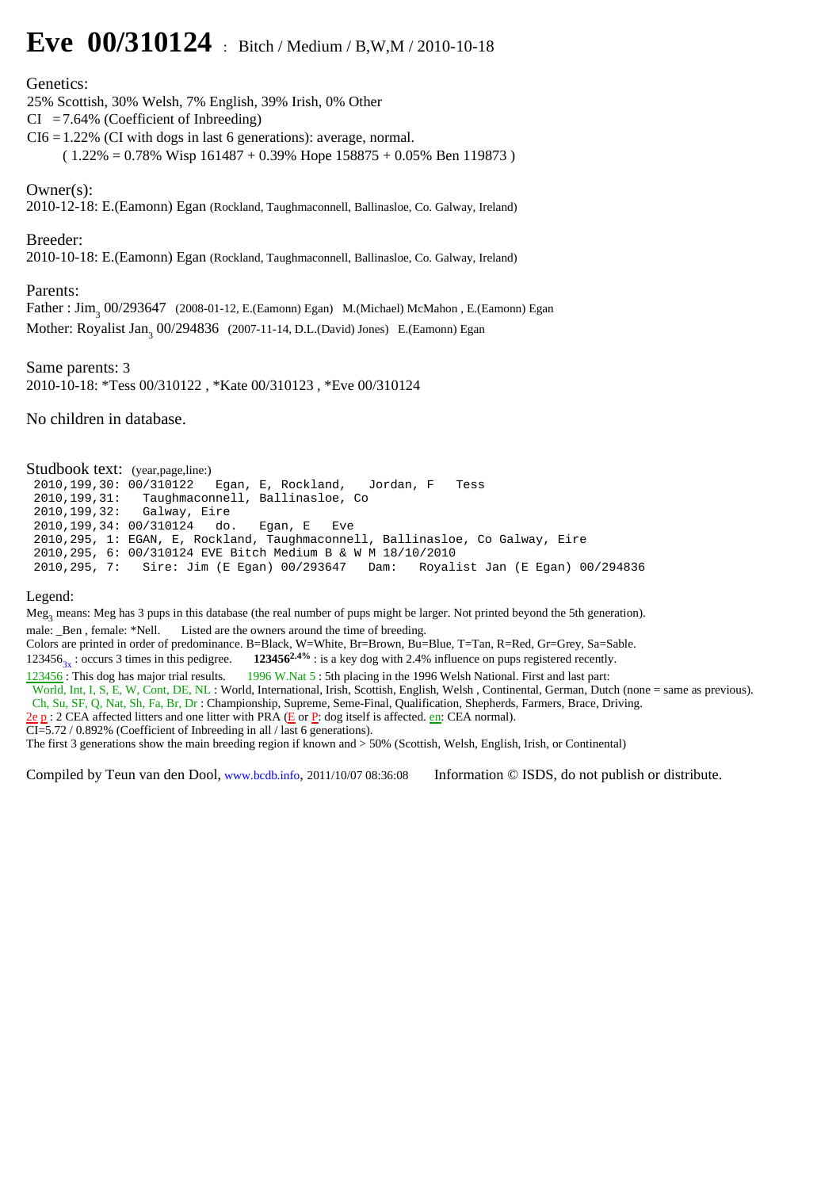# Eve 00/310124 : Bitch / Medium / B,W,M / 2010-10-18

Genetics:
25% Scottish, 30% Welsh, 7% English, 39% Irish, 0% Other
CI = 7.64% (Coefficient of Inbreeding)
CI6 = 1.22% (CI with dogs in last 6 generations): average, normal.
( 1.22% = 0.78% Wisp 161487 + 0.39% Hope 158875 + 0.05% Ben 119873 )

Owner(s):
2010-12-18: E.(Eamonn) Egan (Rockland, Taughmaconnell, Ballinasloe, Co. Galway, Ireland)

Breeder:
2010-10-18: E.(Eamonn) Egan (Rockland, Taughmaconnell, Ballinasloe, Co. Galway, Ireland)

Parents:
Father : Jim$_3$ 00/293647 (2008-01-12, E.(Eamonn) Egan) M.(Michael) McMahon , E.(Eamonn) Egan
Mother: Royalist Jan$_3$ 00/294836 (2007-11-14, D.L.(David) Jones) E.(Eamonn) Egan

Same parents: 3
2010-10-18: *Tess 00/310122 , *Kate 00/310123 , *Eve 00/310124

No children in database.

Studbook text: (year,page,line:)

```
2010,199,30: 00/310122   Egan, E, Rockland,   Jordan, F   Tess
2010,199,31:   Taughmaconnell, Ballinasloe, Co
2010,199,32:   Galway, Eire
2010,199,34: 00/310124   do.   Egan, E   Eve
2010,295, 1: EGAN, E, Rockland, Taughmaconnell, Ballinasloe, Co Galway, Eire
2010,295, 6: 00/310124 EVE Bitch Medium B & W M 18/10/2010
2010,295, 7:   Sire: Jim (E Egan) 00/293647   Dam:   Royalist Jan (E Egan) 00/294836
```

Legend:
Meg$_3$ means: Meg has 3 pups in this database (the real number of pups might be larger. Not printed beyond the 5th generation).
male: _Ben , female: *Nell. Listed are the owners around the time of breeding.
Colors are printed in order of predominance. B=Black, W=White, Br=Brown, Bu=Blue, T=Tan, R=Red, Gr=Grey, Sa=Sable.
123456$_{3x}$ : occurs 3 times in this pedigree. **123456$^{2.4\%}$** : is a key dog with 2.4% influence on pups registered recently.
123456 : This dog has major trial results. 1996 W.Nat 5 : 5th placing in the 1996 Welsh National. First and last part:
World, Int, I, S, E, W, Cont, DE, NL : World, International, Irish, Scottish, English, Welsh , Continental, German, Dutch (none = same as previous).
Ch, Su, SF, Q, Nat, Sh, Fa, Br, Dr : Championship, Supreme, Seme-Final, Qualification, Shepherds, Farmers, Brace, Driving.
2e p : 2 CEA affected litters and one litter with PRA (E or P: dog itself is affected. en: CEA normal).
CI=5.72 / 0.892% (Coefficient of Inbreeding in all / last 6 generations).
The first 3 generations show the main breeding region if known and > 50% (Scottish, Welsh, English, Irish, or Continental)

Compiled by Teun van den Dool, www.bcdb.info, 2011/10/07 08:36:08 Information © ISDS, do not publish or distribute.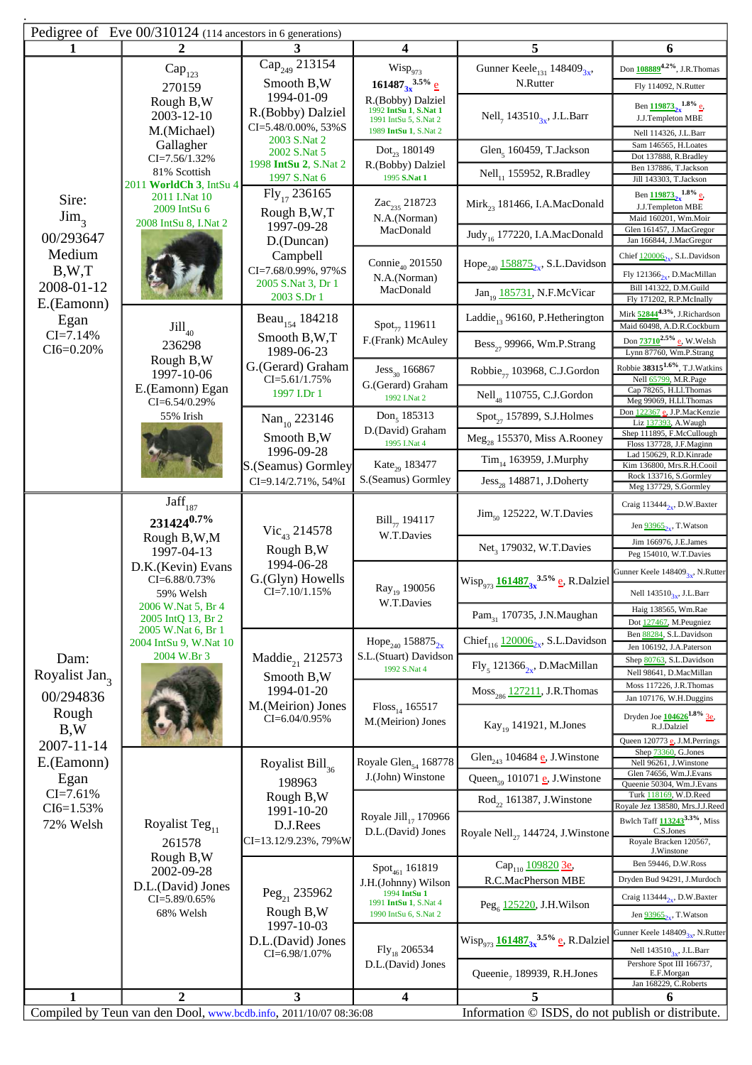## Pedigree of Eve 00/310124 (114 ancestors in 6 generations)

| 1 | 2 | 3 | 4 | 5 | 6 |
|---|---|---|---|---|---|
| Sire:<br>Jim$_{3}$<br>00/293647<br>Medium<br>B,W,T<br>2008-01-12<br>E.(Eamonn) Egan<br>CI=7.14%<br>CI6=0.20% | Cap$_{123}$<br>270159<br>Rough B,W<br>2003-12-10<br>M.(Michael) Gallagher<br>CI=7.56/1.32%<br>81% Scottish<br>2011 **WorldCh** 3, IntSu 4<br>2011 I.Nat 10<br>2009 IntSu 6<br>2008 IntSu 8, I.Nat 2 | Cap$_{249}$ 213154<br>Smooth B,W<br>1994-01-09<br>R.(Bobby) Dalziel<br>CI=5.48/0.00%, 53%S<br>2003 S.Nat 2<br>2002 S.Nat 5<br>1998 **IntSu 2**, S.Nat 2<br>1997 S.Nat 6 | Wisp$_{973}$<br>**161487$_{3x}$$^{3.5\%}$** e<br>R.(Bobby) Dalziel<br>1992 **IntSu 1**, **S.Nat 1**<br>1991 IntSu 5, S.Nat 2<br>1989 **IntSu 1**, S.Nat 2 | Gunner Keele$_{131}$ 148409$_{3x}$, N.Rutter | Don 108889$^{4.2\%}$, J.R.Thomas |
| | | | | | Fly 114092, N.Rutter |
| | | | | Nell$_{7}$ 143510$_{3x}$, J.L.Barr | Ben 119873$_{2x}$$^{1.8\%}$ e, J.J.Templeton MBE |
| | | | | | Nell 114326, J.L.Barr |
| | | | Dot$_{23}$ 180149<br>R.(Bobby) Dalziel<br>1995 **S.Nat 1** | Glen$_{5}$ 160459, T.Jackson | Sam 146565, H.Loates |
| | | | | | Dot 137888, R.Bradley |
| | | | | Nell$_{11}$ 155952, R.Bradley | Ben 137886, T.Jackson |
| | | | | | Jill 143303, T.Jackson |
| | | Fly$_{17}$ 236165<br>Rough B,W,T<br>1997-09-28<br>D.(Duncan) Campbell<br>CI=7.68/0.99%, 97%S<br>2005 S.Nat 3, Dr 1<br>2003 S.Dr 1 | Zac$_{235}$ 218723<br>N.A.(Norman) MacDonald | Mirk$_{23}$ 181466, I.A.MacDonald | Ben 119873$_{2x}$$^{1.8\%}$ e, J.J.Templeton MBE |
| | | | | | Maid 160201, Wm.Moir |
| | | | | Judy$_{16}$ 177220, I.A.MacDonald | Glen 161457, J.MacGregor |
| | | | | | Jan 166844, J.MacGregor |
| | | | Connie$_{40}$ 201550<br>N.A.(Norman) MacDonald | Hope$_{240}$ 158875$_{2x}$, S.L.Davidson | Chief 120006$_{2x}$, S.L.Davidson |
| | | | | | Fly 121366$_{2x}$, D.MacMillan |
| | | | | Jan$_{19}$ 185731, N.F.McVicar | Bill 141322, D.M.Guild |
| | | | | | Fly 171202, R.P.McInally |
| | Jill$_{40}$<br>236298<br>Rough B,W<br>1997-10-06<br>E.(Eamonn) Egan<br>CI=6.54/0.29%<br>55% Irish | Beau$_{154}$ 184218<br>Smooth B,W,T<br>1989-06-23<br>G.(Gerard) Graham<br>CI=5.61/1.75%<br>1997 I.Dr 1 | Spot$_{77}$ 119611<br>F.(Frank) McAuley | Laddie$_{13}$ 96160, P.Hetherington | Mirk 52844$^{4.3\%}$, J.Richardson |
| | | | | | Maid 60498, A.D.R.Cockburn |
| | | | | Bess$_{27}$ 99966, Wm.P.Strang | Don 73710$^{2.5\%}$ e, W.Welsh |
| | | | | | Lynn 87760, Wm.P.Strang |
| | | | Jess$_{30}$ 166867<br>G.(Gerard) Graham<br>1992 I.Nat 2 | Robbie$_{77}$ 103968, C.J.Gordon | Robbie 38315$^{1.6\%}$, T.J.Watkins |
| | | | | | Nell 65799, M.R.Page |
| | | | | Nell$_{48}$ 110755, C.J.Gordon | Cap 78265, H.Ll.Thomas |
| | | | | | Meg 99069, H.Ll.Thomas |
| | | Nan$_{10}$ 223146<br>Smooth B,W<br>1996-09-28<br>S.(Seamus) Gormley<br>CI=9.14/2.71%, 54%I | Don$_{5}$ 185313<br>D.(David) Graham<br>1995 I.Nat 4 | Spot$_{27}$ 157899, S.J.Holmes | Don 122367 e, J.P.MacKenzie |
| | | | | | Liz 137393, A.Waugh |
| | | | | Meg$_{28}$ 155370, Miss A.Rooney | Shep 111895, F.McCullough |
| | | | | | Floss 137728, J.F.Maginn |
| | | | Kate$_{29}$ 183477<br>S.(Seamus) Gormley | Tim$_{14}$ 163959, J.Murphy | Lad 150629, R.D.Kinrade |
| | | | | | Kim 136800, Mrs.R.H.Cooil |
| | | | | Jess$_{28}$ 148871, J.Doherty | Rock 133716, S.Gormley |
| | | | | | Meg 137729, S.Gormley |
| Dam:<br>Royalist Jan$_{3}$<br>00/294836<br>Rough<br>B,W<br>2007-11-14<br>E.(Eamonn) Egan<br>CI=7.61%<br>CI6=1.53%<br>72% Welsh | Jaff$_{187}$<br>**231424$^{0.7\%}$**<br>Rough B,W,M<br>1997-04-13<br>D.K.(Kevin) Evans<br>CI=6.88/0.73%<br>59% Welsh<br>2006 W.Nat 5, Br 4<br>2005 IntQ 13, Br 2<br>2005 W.Nat 6, Br 1<br>2004 IntSu 9, W.Nat 10<br>2004 W.Br 3 | Vic$_{43}$ 214578<br>Rough B,W<br>1994-06-28<br>G.(Glyn) Howells<br>CI=7.10/1.15% | Bill$_{77}$ 194117<br>W.T.Davies | Jim$_{50}$ 125222, W.T.Davies | Craig 113444$_{2x}$, D.W.Baxter |
| | | | | | Jen 93965$_{2x}$, T.Watson |
| | | | | Net$_{3}$ 179032, W.T.Davies | Jim 166976, J.E.James |
| | | | | | Peg 154010, W.T.Davies |
| | | | Ray$_{19}$ 190056<br>W.T.Davies | Wisp$_{973}$ **161487$_{3x}$**$^{3.5\%}$ e, R.Dalziel | Gunner Keele 148409$_{3x}$, N.Rutter |
| | | | | | Nell 143510$_{3x}$, J.L.Barr |
| | | | | Pam$_{31}$ 170735, J.N.Maughan | Haig 138565, Wm.Rae |
| | | | | | Dot 127467, M.Peugniez |
| | | Maddie$_{21}$ 212573<br>Smooth B,W<br>1994-01-20<br>M.(Meirion) Jones<br>CI=6.04/0.95% | Hope$_{240}$ 158875$_{2x}$<br>S.L.(Stuart) Davidson<br>1992 S.Nat 4 | Chief$_{116}$ 120006$_{2x}$, S.L.Davidson | Ben 88284, S.L.Davidson |
| | | | | | Jen 106192, J.A.Paterson |
| | | | | Fly$_{5}$ 121366$_{2x}$, D.MacMillan | Shep 80763, S.L.Davidson |
| | | | | | Nell 98641, D.MacMillan |
| | | | Floss$_{14}$ 165517<br>M.(Meirion) Jones | Moss$_{286}$ 127211, J.R.Thomas | Moss 117226, J.R.Thomas |
| | | | | | Jan 107176, W.H.Duggins |
| | | | | Kay$_{19}$ 141921, M.Jones | Dryden Joe 104626$^{1.8\%}$ 3e, R.J.Dalziel |
| | | | | | Queen 120773 e, J.M.Perrings |
| | Royalist Teg$_{11}$<br>261578<br>Rough B,W<br>2002-09-28<br>D.L.(David) Jones<br>CI=5.89/0.65%<br>68% Welsh | Royalist Bill$_{36}$<br>198963<br>Rough B,W<br>1991-10-20<br>D.J.Rees<br>CI=13.12/9.23%, 79%W | Royale Glen$_{54}$ 168778<br>J.(John) Winstone | Glen$_{243}$ 104684 e, J.Winstone | Shep 73360, G.Jones |
| | | | | | Nell 96261, J.Winstone |
| | | | | Queen$_{59}$ 101071 e, J.Winstone | Glen 74656, Wm.J.Evans |
| | | | | | Queenie 50304, Wm.J.Evans |
| | | | Royale Jill$_{17}$ 170966<br>D.L.(David) Jones | Rod$_{22}$ 161387, J.Winstone | Turk 118169, W.D.Reed |
| | | | | | Royale Jez 138580, Mrs.J.J.Reed |
| | | | | Royale Nell$_{27}$ 144724, J.Winstone | Bwlch Taff 113243$^{3.3\%}$, Miss C.S.Jones |
| | | | | | Royale Bracken 120567, J.Winstone |
| | | Peg$_{21}$ 235962<br>Rough B,W<br>1997-10-03<br>D.L.(David) Jones<br>CI=6.98/1.07% | Spot$_{461}$ 161819<br>J.H.(Johnny) Wilson<br>1994 **IntSu 1**<br>1991 **IntSu 1**, S.Nat 4<br>1990 IntSu 6, S.Nat 2 | Cap$_{110}$ 109820 3e, R.C.MacPherson MBE | Ben 59446, D.W.Ross |
| | | | | | Dryden Bud 94291, J.Murdoch |
| | | | | Peg$_{6}$ 125220, J.H.Wilson | Craig 113444$_{2x}$, D.W.Baxter |
| | | | | | Jen 93965$_{2x}$, T.Watson |
| | | | Fly$_{18}$ 206534<br>D.L.(David) Jones | Wisp$_{973}$ **161487$_{3x}$**$^{3.5\%}$ e, R.Dalziel | Gunner Keele 148409$_{3x}$, N.Rutter |
| | | | | | Nell 143510$_{3x}$, J.L.Barr |
| | | | | Queenie$_{7}$ 189939, R.H.Jones | Pershore Spot III 166737, E.F.Morgan |
| | | | | | Jan 168229, C.Roberts |
| 1 | 2 | 3 | 4 | 5 | 6 |

Compiled by Teun van den Dool, www.bcdb.info, 2011/10/07 08:36:08

Information © ISDS, do not publish or distribute.